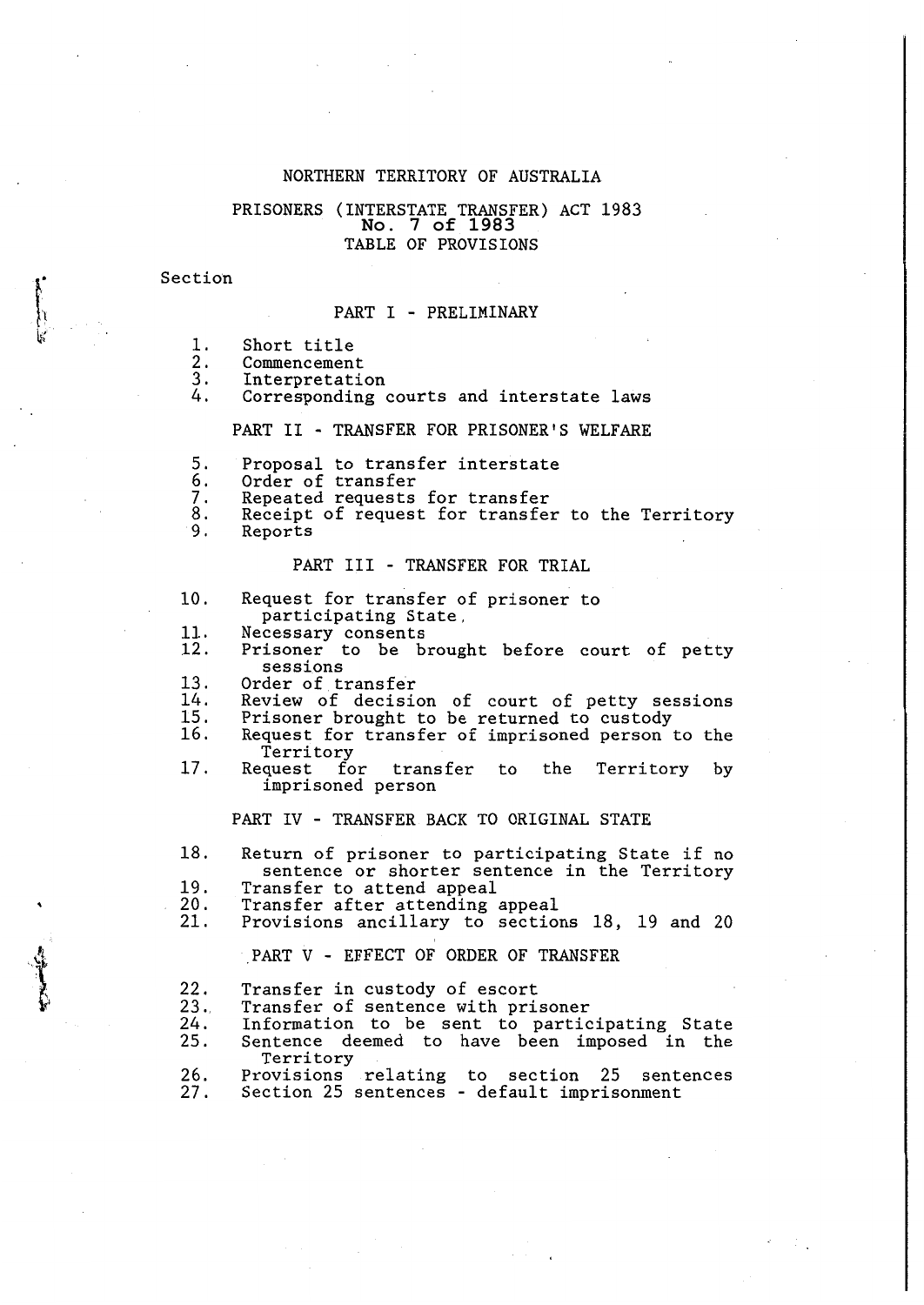NORTHERN TERRITORY OF AUSTRALIA

# PRISONERS (INTERSTATE TRANSFER) ACT 1983
**No. 7 of 1983**

TABLE OF PROVISIONS

Section

## PART I - PRELIMINARY

1. Short title
2. Commencement
3. Interpretation
4. Corresponding courts and interstate laws

## PART II - TRANSFER FOR PRISONER'S WELFARE

5. Proposal to transfer interstate
6. Order of transfer
7. Repeated requests for transfer
8. Receipt of request for transfer to the Territory
9. Reports

## PART III - TRANSFER FOR TRIAL

10. Request for transfer of prisoner to participating State
11. Necessary consents
12. Prisoner to be brought before court of petty sessions
13. Order of transfer
14. Review of decision of court of petty sessions
15. Prisoner brought to be returned to custody
16. Request for transfer of imprisoned person to the Territory
17. Request for transfer to the Territory by imprisoned person

## PART IV - TRANSFER BACK TO ORIGINAL STATE

18. Return of prisoner to participating State if no sentence or shorter sentence in the Territory
19. Transfer to attend appeal
20. Transfer after attending appeal
21. Provisions ancillary to sections 18, 19 and 20

## PART V - EFFECT OF ORDER OF TRANSFER

22. Transfer in custody of escort
23. Transfer of sentence with prisoner
24. Information to be sent to participating State
25. Sentence deemed to have been imposed in the Territory
26. Provisions relating to section 25 sentences
27. Section 25 sentences - default imprisonment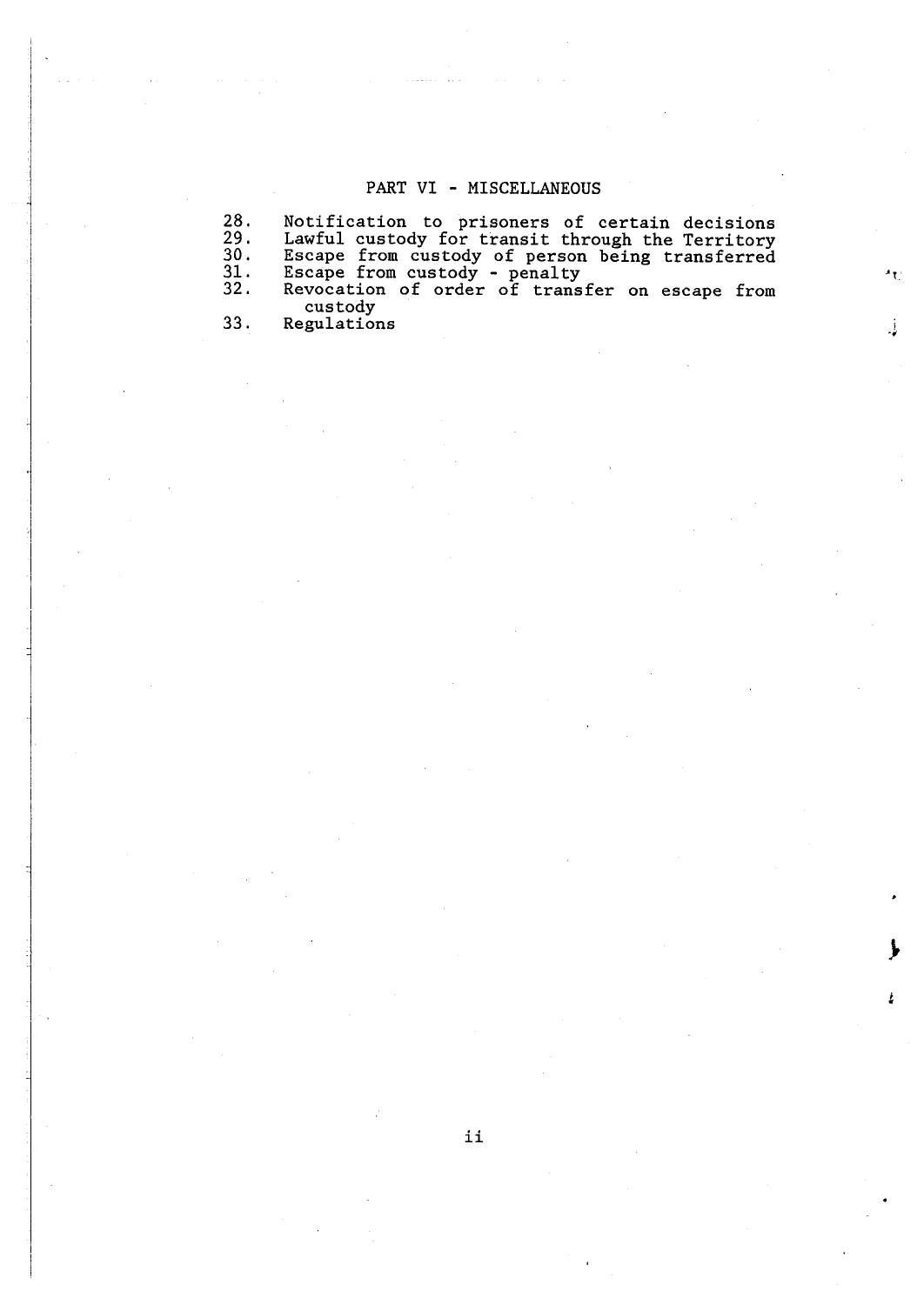## PART VI - MISCELLANEOUS

28. Notification to prisoners of certain decisions
29. Lawful custody for transit through the Territory
30. Escape from custody of person being transferred
31. Escape from custody - penalty
32. Revocation of order of transfer on escape from custody
33. Regulations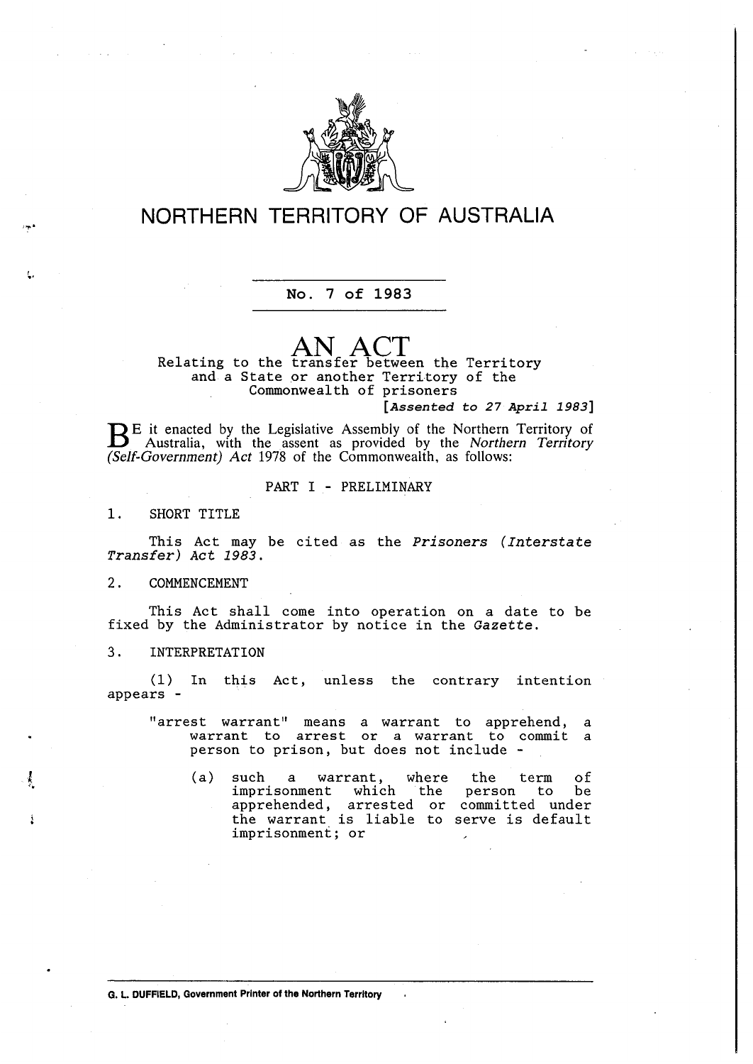# NORTHERN TERRITORY OF AUSTRALIA

No. 7 of 1983

## AN ACT

Relating to the transfer between the Territory and a State or another Territory of the Commonwealth of prisoners

*[Assented to 27 April 1983]*

BE it enacted by the Legislative Assembly of the Northern Territory of Australia, with the assent as provided by the *Northern Territory (Self-Government) Act* 1978 of the Commonwealth, as follows:

### PART I - PRELIMINARY

**1. SHORT TITLE**

This Act may be cited as the *Prisoners (Interstate Transfer) Act 1983*.

**2. COMMENCEMENT**

This Act shall come into operation on a date to be fixed by the Administrator by notice in the *Gazette*.

**3. INTERPRETATION**

(1) In this Act, unless the contrary intention appears -

"arrest warrant" means a warrant to apprehend, a warrant to arrest or a warrant to commit a person to prison, but does not include -

(a) such a warrant, where the term of imprisonment which the person to be apprehended, arrested or committed under the warrant is liable to serve is default imprisonment; or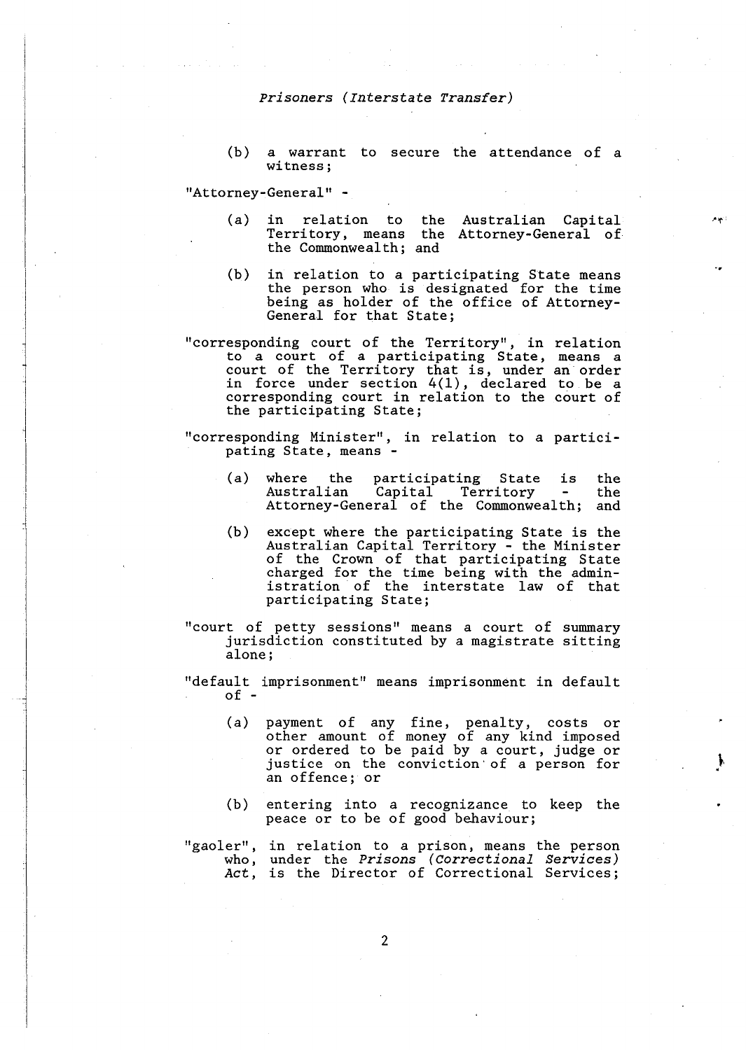(b) a warrant to secure the attendance of a witness;

"Attorney-General" -

(a) in relation to the Australian Capital Territory, means the Attorney-General of the Commonwealth; and

(b) in relation to a participating State means the person who is designated for the time being as holder of the office of Attorney-General for that State;

"corresponding court of the Territory", in relation to a court of a participating State, means a court of the Territory that is, under an order in force under section 4(1), declared to be a corresponding court in relation to the court of the participating State;

"corresponding Minister", in relation to a participating State, means -

(a) where the participating State is the Australian Capital Territory - the Attorney-General of the Commonwealth; and

(b) except where the participating State is the Australian Capital Territory - the Minister of the Crown of that participating State charged for the time being with the administration of the interstate law of that participating State;

"court of petty sessions" means a court of summary jurisdiction constituted by a magistrate sitting alone;

"default imprisonment" means imprisonment in default of -

(a) payment of any fine, penalty, costs or other amount of money of any kind imposed or ordered to be paid by a court, judge or justice on the conviction of a person for an offence; or

(b) entering into a recognizance to keep the peace or to be of good behaviour;

"gaoler", in relation to a prison, means the person who, under the *Prisons (Correctional Services) Act*, is the Director of Correctional Services;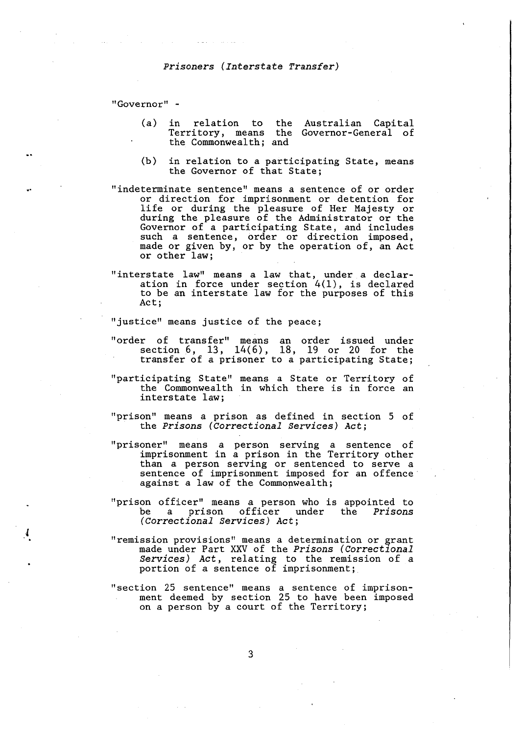"Governor" -

(a) in relation to the Australian Capital Territory, means the Governor-General of the Commonwealth; and

(b) in relation to a participating State, means the Governor of that State;

"indeterminate sentence" means a sentence of or order or direction for imprisonment or detention for life or during the pleasure of Her Majesty or during the pleasure of the Administrator or the Governor of a participating State, and includes such a sentence, order or direction imposed, made or given by, or by the operation of, an Act or other law;

"interstate law" means a law that, under a declaration in force under section 4(1), is declared to be an interstate law for the purposes of this Act;

"justice" means justice of the peace;

"order of transfer" means an order issued under section 6, 13, 14(6), 18, 19 or 20 for the transfer of a prisoner to a participating State;

"participating State" means a State or Territory of the Commonwealth in which there is in force an interstate law;

"prison" means a prison as defined in section 5 of the *Prisons (Correctional Services) Act*;

"prisoner" means a person serving a sentence of imprisonment in a prison in the Territory other than a person serving or sentenced to serve a sentence of imprisonment imposed for an offence against a law of the Commonwealth;

"prison officer" means a person who is appointed to be a prison officer under the *Prisons (Correctional Services) Act*;

"remission provisions" means a determination or grant made under Part XXV of the *Prisons (Correctional Services) Act*, relating to the remission of a portion of a sentence of imprisonment;

"section 25 sentence" means a sentence of imprisonment deemed by section 25 to have been imposed on a person by a court of the Territory;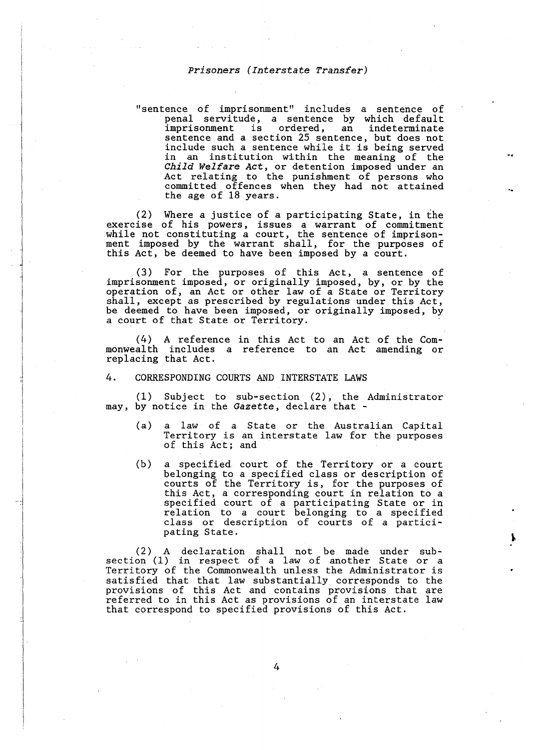"sentence of imprisonment" includes a sentence of penal servitude, a sentence by which default imprisonment is ordered, an indeterminate sentence and a section 25 sentence, but does not include such a sentence while it is being served in an institution within the meaning of the *Child Welfare Act*, or detention imposed under an Act relating to the punishment of persons who committed offences when they had not attained the age of 18 years.

(2) Where a justice of a participating State, in the exercise of his powers, issues a warrant of commitment while not constituting a court, the sentence of imprisonment imposed by the warrant shall, for the purposes of this Act, be deemed to have been imposed by a court.

(3) For the purposes of this Act, a sentence of imprisonment imposed, or originally imposed, by, or by the operation of, an Act or other law of a State or Territory shall, except as prescribed by regulations under this Act, be deemed to have been imposed, or originally imposed, by a court of that State or Territory.

(4) A reference in this Act to an Act of the Commonwealth includes a reference to an Act amending or replacing that Act.

4. CORRESPONDING COURTS AND INTERSTATE LAWS

(1) Subject to sub-section (2), the Administrator may, by notice in the *Gazette*, declare that -

(a) a law of a State or the Australian Capital Territory is an interstate law for the purposes of this Act; and

(b) a specified court of the Territory or a court belonging to a specified class or description of courts of the Territory is, for the purposes of this Act, a corresponding court in relation to a specified court of a participating State or in relation to a court belonging to a specified class or description of courts of a participating State.

(2) A declaration shall not be made under sub-section (1) in respect of a law of another State or a Territory of the Commonwealth unless the Administrator is satisfied that that law substantially corresponds to the provisions of this Act and contains provisions that are referred to in this Act as provisions of an interstate law that correspond to specified provisions of this Act.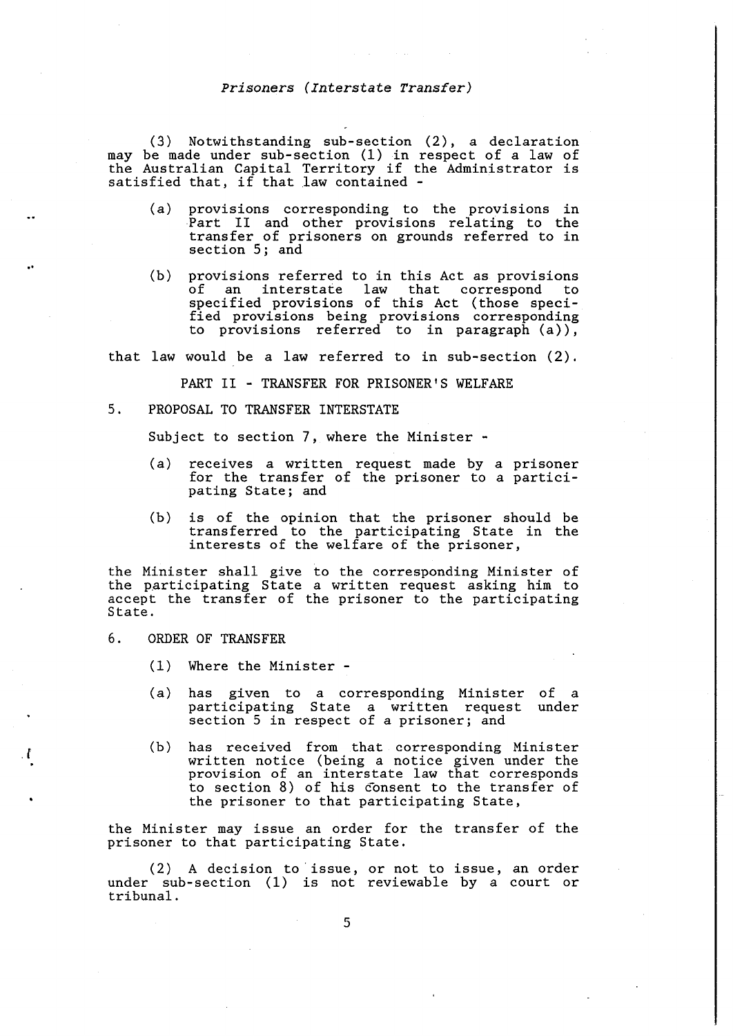(3) Notwithstanding sub-section (2), a declaration may be made under sub-section (1) in respect of a law of the Australian Capital Territory if the Administrator is satisfied that, if that law contained -

(a) provisions corresponding to the provisions in Part II and other provisions relating to the transfer of prisoners on grounds referred to in section 5; and

(b) provisions referred to in this Act as provisions of an interstate law that correspond to specified provisions of this Act (those specified provisions being provisions corresponding to provisions referred to in paragraph (a)),

that law would be a law referred to in sub-section (2).

## PART II - TRANSFER FOR PRISONER'S WELFARE

### 5. PROPOSAL TO TRANSFER INTERSTATE

Subject to section 7, where the Minister -

(a) receives a written request made by a prisoner for the transfer of the prisoner to a participating State; and

(b) is of the opinion that the prisoner should be transferred to the participating State in the interests of the welfare of the prisoner,

the Minister shall give to the corresponding Minister of the participating State a written request asking him to accept the transfer of the prisoner to the participating State.

### 6. ORDER OF TRANSFER

(1) Where the Minister -

(a) has given to a corresponding Minister of a participating State a written request under section 5 in respect of a prisoner; and

(b) has received from that corresponding Minister written notice (being a notice given under the provision of an interstate law that corresponds to section 8) of his consent to the transfer of the prisoner to that participating State,

the Minister may issue an order for the transfer of the prisoner to that participating State.

(2) A decision to issue, or not to issue, an order under sub-section (1) is not reviewable by a court or tribunal.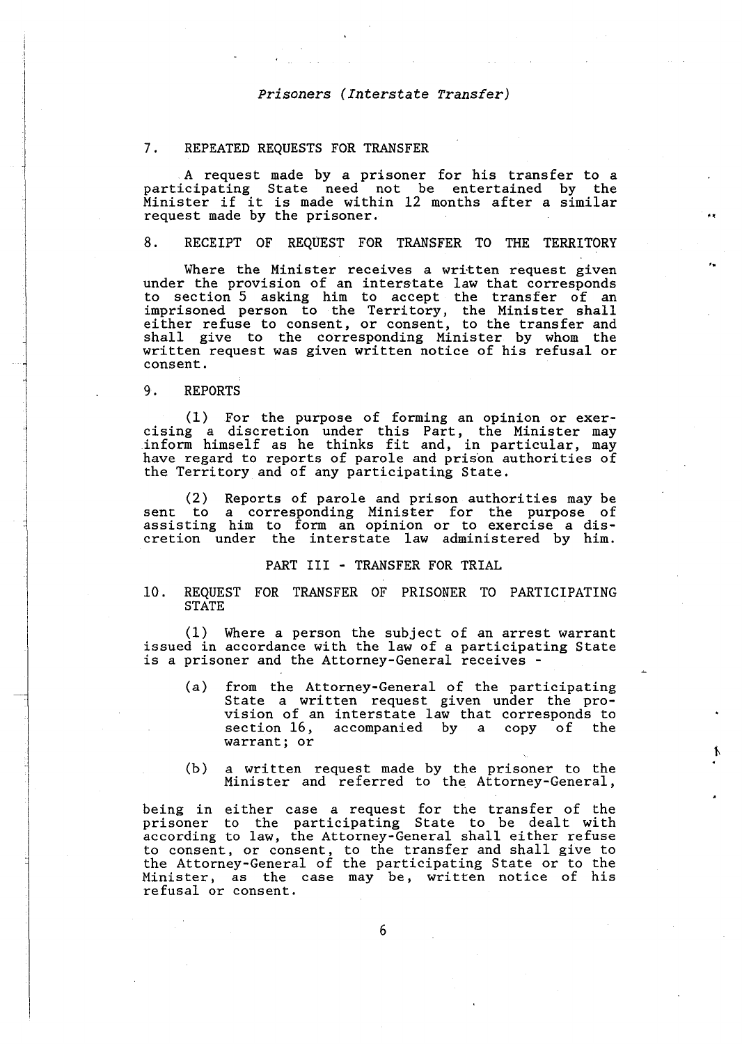## 7. REPEATED REQUESTS FOR TRANSFER

A request made by a prisoner for his transfer to a participating State need not be entertained by the Minister if it is made within 12 months after a similar request made by the prisoner.

## 8. RECEIPT OF REQUEST FOR TRANSFER TO THE TERRITORY

Where the Minister receives a written request given under the provision of an interstate law that corresponds to section 5 asking him to accept the transfer of an imprisoned person to the Territory, the Minister shall either refuse to consent, or consent, to the transfer and shall give to the corresponding Minister by whom the written request was given written notice of his refusal or consent.

## 9. REPORTS

(1) For the purpose of forming an opinion or exercising a discretion under this Part, the Minister may inform himself as he thinks fit and, in particular, may have regard to reports of parole and prison authorities of the Territory and of any participating State.

(2) Reports of parole and prison authorities may be sent to a corresponding Minister for the purpose of assisting him to form an opinion or to exercise a discretion under the interstate law administered by him.

# PART III - TRANSFER FOR TRIAL

## 10. REQUEST FOR TRANSFER OF PRISONER TO PARTICIPATING STATE

(1) Where a person the subject of an arrest warrant issued in accordance with the law of a participating State is a prisoner and the Attorney-General receives -

(a) from the Attorney-General of the participating State a written request given under the provision of an interstate law that corresponds to section 16, accompanied by a copy of the warrant; or

(b) a written request made by the prisoner to the Minister and referred to the Attorney-General,

being in either case a request for the transfer of the prisoner to the participating State to be dealt with according to law, the Attorney-General shall either refuse to consent, or consent, to the transfer and shall give to the Attorney-General of the participating State or to the Minister, as the case may be, written notice of his refusal or consent.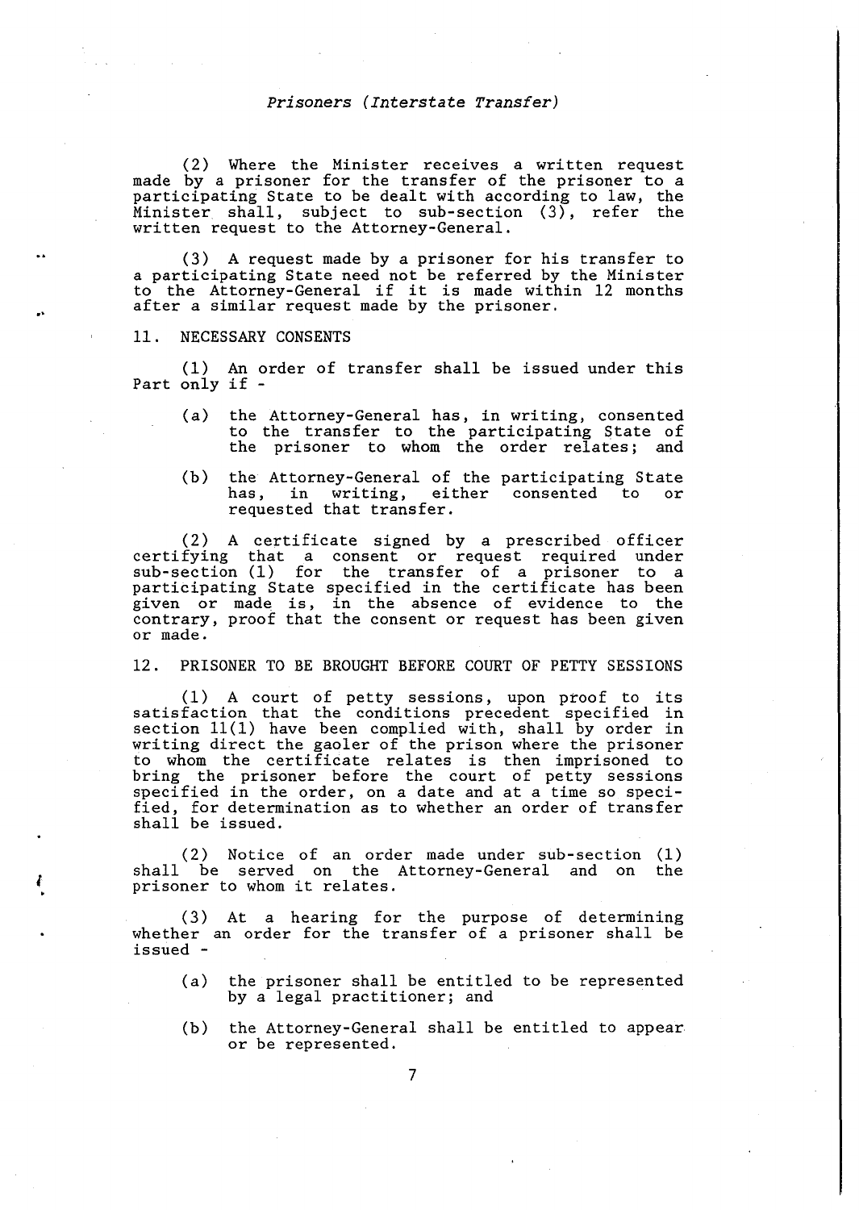(2) Where the Minister receives a written request made by a prisoner for the transfer of the prisoner to a participating State to be dealt with according to law, the Minister shall, subject to sub-section (3), refer the written request to the Attorney-General.

(3) A request made by a prisoner for his transfer to a participating State need not be referred by the Minister to the Attorney-General if it is made within 12 months after a similar request made by the prisoner.

## 11. NECESSARY CONSENTS

(1) An order of transfer shall be issued under this Part only if -

(a) the Attorney-General has, in writing, consented to the transfer to the participating State of the prisoner to whom the order relates; and

(b) the Attorney-General of the participating State has, in writing, either consented to or requested that transfer.

(2) A certificate signed by a prescribed officer certifying that a consent or request required under sub-section (1) for the transfer of a prisoner to a participating State specified in the certificate has been given or made is, in the absence of evidence to the contrary, proof that the consent or request has been given or made.

## 12. PRISONER TO BE BROUGHT BEFORE COURT OF PETTY SESSIONS

(1) A court of petty sessions, upon proof to its satisfaction that the conditions precedent specified in section 11(1) have been complied with, shall by order in writing direct the gaoler of the prison where the prisoner to whom the certificate relates is then imprisoned to bring the prisoner before the court of petty sessions specified in the order, on a date and at a time so specified, for determination as to whether an order of transfer shall be issued.

(2) Notice of an order made under sub-section (1) shall be served on the Attorney-General and on the prisoner to whom it relates.

(3) At a hearing for the purpose of determining whether an order for the transfer of a prisoner shall be issued -

(a) the prisoner shall be entitled to be represented by a legal practitioner; and

(b) the Attorney-General shall be entitled to appear or be represented.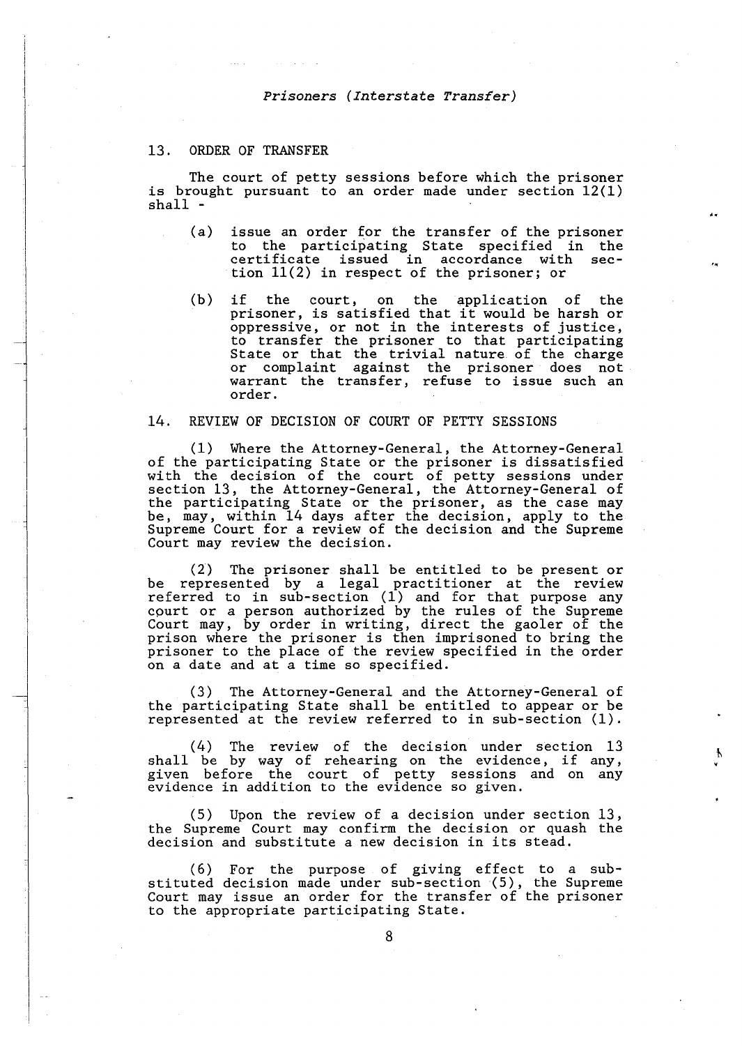## 13. ORDER OF TRANSFER

The court of petty sessions before which the prisoner is brought pursuant to an order made under section 12(1) shall -

(a) issue an order for the transfer of the prisoner to the participating State specified in the certificate issued in accordance with section 11(2) in respect of the prisoner; or

(b) if the court, on the application of the prisoner, is satisfied that it would be harsh or oppressive, or not in the interests of justice, to transfer the prisoner to that participating State or that the trivial nature of the charge or complaint against the prisoner does not warrant the transfer, refuse to issue such an order.

## 14. REVIEW OF DECISION OF COURT OF PETTY SESSIONS

(1) Where the Attorney-General, the Attorney-General of the participating State or the prisoner is dissatisfied with the decision of the court of petty sessions under section 13, the Attorney-General, the Attorney-General of the participating State or the prisoner, as the case may be, may, within 14 days after the decision, apply to the Supreme Court for a review of the decision and the Supreme Court may review the decision.

(2) The prisoner shall be entitled to be present or be represented by a legal practitioner at the review referred to in sub-section (1) and for that purpose any court or a person authorized by the rules of the Supreme Court may, by order in writing, direct the gaoler of the prison where the prisoner is then imprisoned to bring the prisoner to the place of the review specified in the order on a date and at a time so specified.

(3) The Attorney-General and the Attorney-General of the participating State shall be entitled to appear or be represented at the review referred to in sub-section (1).

(4) The review of the decision under section 13 shall be by way of rehearing on the evidence, if any, given before the court of petty sessions and on any evidence in addition to the evidence so given.

(5) Upon the review of a decision under section 13, the Supreme Court may confirm the decision or quash the decision and substitute a new decision in its stead.

(6) For the purpose of giving effect to a substituted decision made under sub-section (5), the Supreme Court may issue an order for the transfer of the prisoner to the appropriate participating State.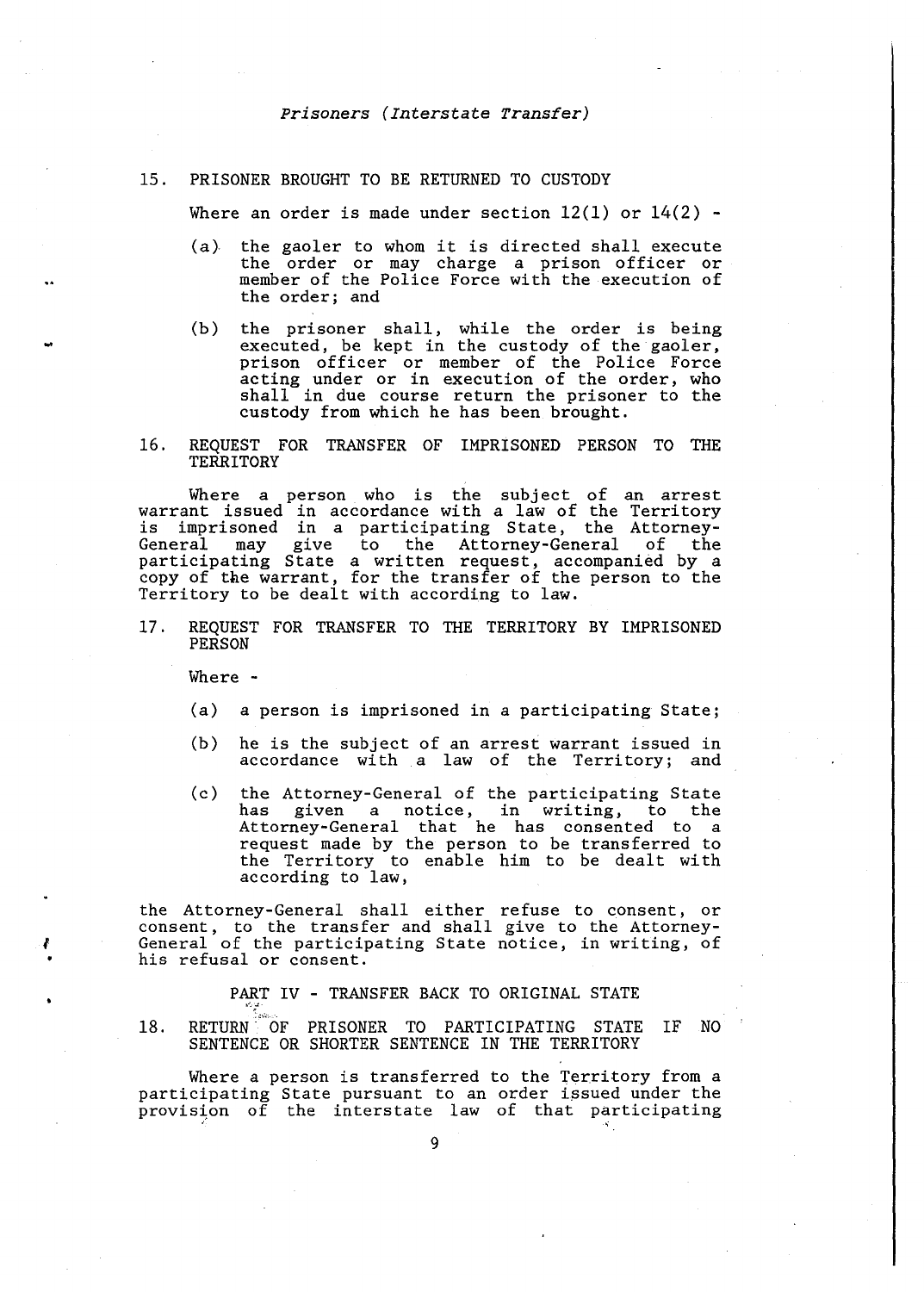## 15. PRISONER BROUGHT TO BE RETURNED TO CUSTODY

Where an order is made under section 12(1) or 14(2) -

(a) the gaoler to whom it is directed shall execute the order or may charge a prison officer or member of the Police Force with the execution of the order; and

(b) the prisoner shall, while the order is being executed, be kept in the custody of the gaoler, prison officer or member of the Police Force acting under or in execution of the order, who shall in due course return the prisoner to the custody from which he has been brought.

## 16. REQUEST FOR TRANSFER OF IMPRISONED PERSON TO THE TERRITORY

Where a person who is the subject of an arrest warrant issued in accordance with a law of the Territory is imprisoned in a participating State, the Attorney-General may give to the Attorney-General of the participating State a written request, accompanied by a copy of the warrant, for the transfer of the person to the Territory to be dealt with according to law.

## 17. REQUEST FOR TRANSFER TO THE TERRITORY BY IMPRISONED PERSON

Where -

(a) a person is imprisoned in a participating State;

(b) he is the subject of an arrest warrant issued in accordance with a law of the Territory; and

(c) the Attorney-General of the participating State has given a notice, in writing, to the Attorney-General that he has consented to a request made by the person to be transferred to the Territory to enable him to be dealt with according to law,

the Attorney-General shall either refuse to consent, or consent, to the transfer and shall give to the Attorney-General of the participating State notice, in writing, of his refusal or consent.

# PART IV - TRANSFER BACK TO ORIGINAL STATE

## 18. RETURN OF PRISONER TO PARTICIPATING STATE IF NO SENTENCE OR SHORTER SENTENCE IN THE TERRITORY

Where a person is transferred to the Territory from a participating State pursuant to an order issued under the provision of the interstate law of that participating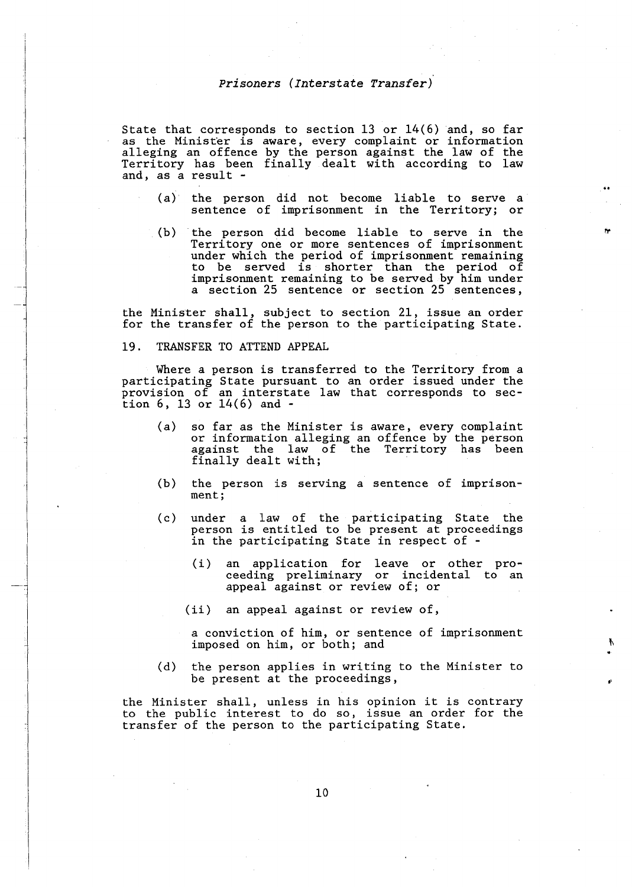State that corresponds to section 13 or 14(6) and, so far as the Minister is aware, every complaint or information alleging an offence by the person against the law of the Territory has been finally dealt with according to law and, as a result -

(a) the person did not become liable to serve a sentence of imprisonment in the Territory; or

(b) the person did become liable to serve in the Territory one or more sentences of imprisonment under which the period of imprisonment remaining to be served is shorter than the period of imprisonment remaining to be served by him under a section 25 sentence or section 25 sentences,

the Minister shall, subject to section 21, issue an order for the transfer of the person to the participating State.

## 19. TRANSFER TO ATTEND APPEAL

Where a person is transferred to the Territory from a participating State pursuant to an order issued under the provision of an interstate law that corresponds to section 6, 13 or 14(6) and -

(a) so far as the Minister is aware, every complaint or information alleging an offence by the person against the law of the Territory has been finally dealt with;

(b) the person is serving a sentence of imprisonment;

(c) under a law of the participating State the person is entitled to be present at proceedings in the participating State in respect of -

(i) an application for leave or other proceeding preliminary or incidental to an appeal against or review of; or

(ii) an appeal against or review of,

a conviction of him, or sentence of imprisonment imposed on him, or both; and

(d) the person applies in writing to the Minister to be present at the proceedings,

the Minister shall, unless in his opinion it is contrary to the public interest to do so, issue an order for the transfer of the person to the participating State.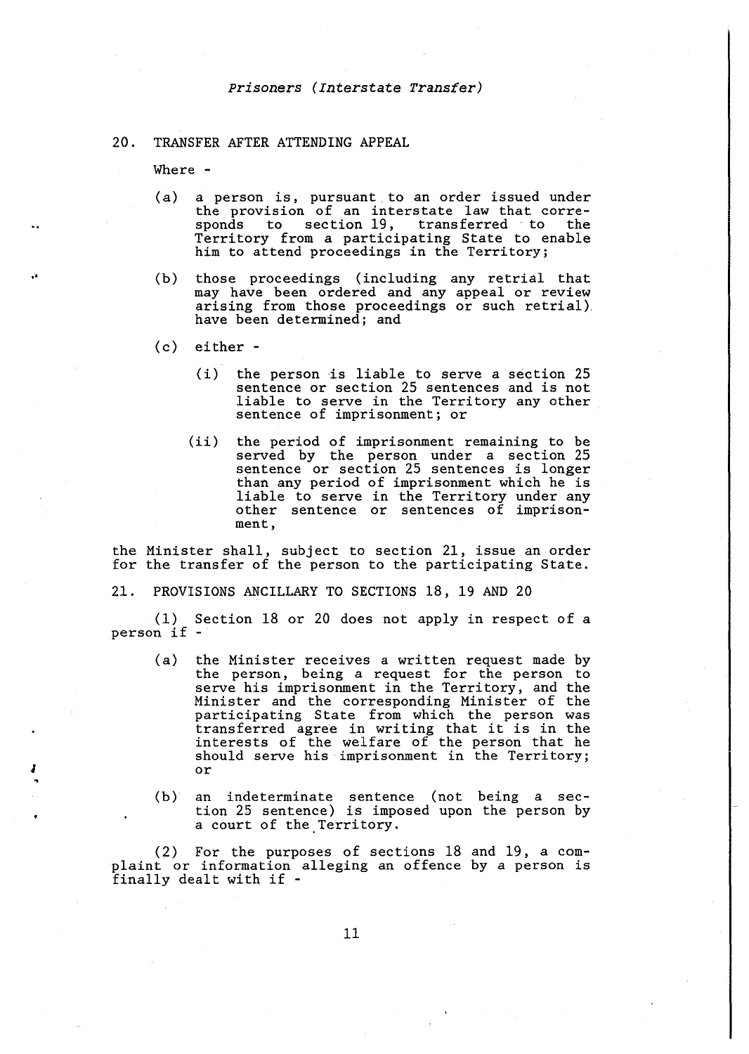## 20. TRANSFER AFTER ATTENDING APPEAL

Where -

(a) a person is, pursuant to an order issued under the provision of an interstate law that corresponds to section 19, transferred to the Territory from a participating State to enable him to attend proceedings in the Territory;

(b) those proceedings (including any retrial that may have been ordered and any appeal or review arising from those proceedings or such retrial) have been determined; and

(c) either -

   (i) the person is liable to serve a section 25 sentence or section 25 sentences and is not liable to serve in the Territory any other sentence of imprisonment; or

   (ii) the period of imprisonment remaining to be served by the person under a section 25 sentence or section 25 sentences is longer than any period of imprisonment which he is liable to serve in the Territory under any other sentence or sentences of imprisonment,

the Minister shall, subject to section 21, issue an order for the transfer of the person to the participating State.

## 21. PROVISIONS ANCILLARY TO SECTIONS 18, 19 AND 20

(1) Section 18 or 20 does not apply in respect of a person if -

(a) the Minister receives a written request made by the person, being a request for the person to serve his imprisonment in the Territory, and the Minister and the corresponding Minister of the participating State from which the person was transferred agree in writing that it is in the interests of the welfare of the person that he should serve his imprisonment in the Territory; or

(b) an indeterminate sentence (not being a section 25 sentence) is imposed upon the person by a court of the Territory.

(2) For the purposes of sections 18 and 19, a complaint or information alleging an offence by a person is finally dealt with if -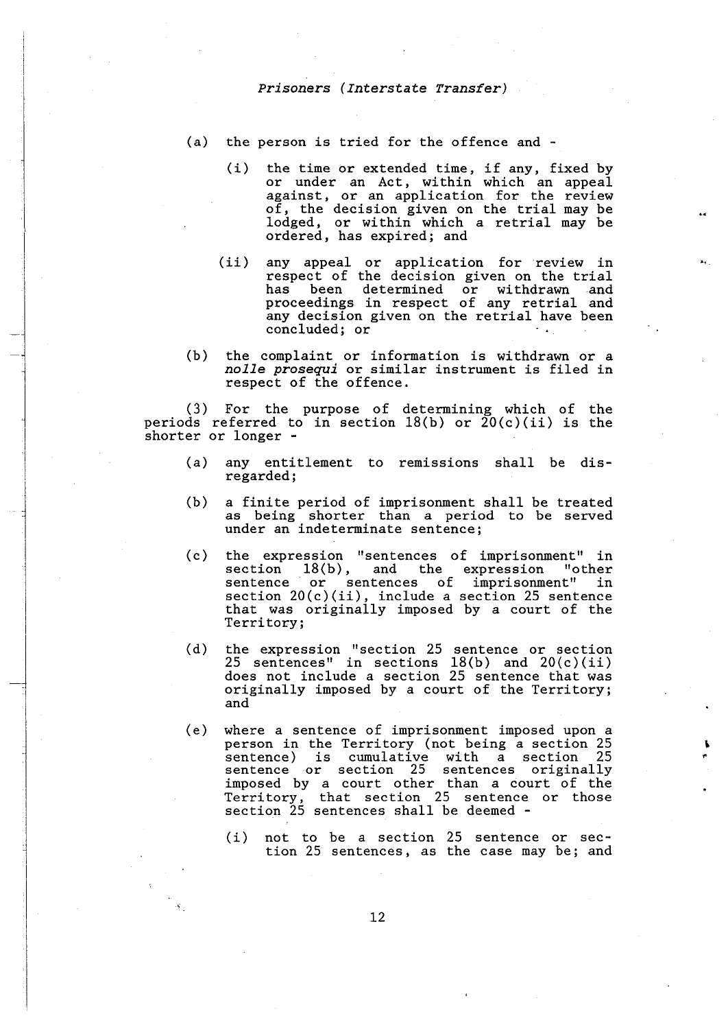(a) the person is tried for the offence and -

  (i) the time or extended time, if any, fixed by or under an Act, within which an appeal against, or an application for the review of, the decision given on the trial may be lodged, or within which a retrial may be ordered, has expired; and

  (ii) any appeal or application for review in respect of the decision given on the trial has been determined or withdrawn and proceedings in respect of any retrial and any decision given on the retrial have been concluded; or

(b) the complaint or information is withdrawn or a *nolle prosequi* or similar instrument is filed in respect of the offence.

(3) For the purpose of determining which of the periods referred to in section 18(b) or 20(c)(ii) is the shorter or longer -

(a) any entitlement to remissions shall be disregarded;

(b) a finite period of imprisonment shall be treated as being shorter than a period to be served under an indeterminate sentence;

(c) the expression "sentences of imprisonment" in section 18(b), and the expression "other sentence or sentences of imprisonment" in section 20(c)(ii), include a section 25 sentence that was originally imposed by a court of the Territory;

(d) the expression "section 25 sentence or section 25 sentences" in sections 18(b) and 20(c)(ii) does not include a section 25 sentence that was originally imposed by a court of the Territory; and

(e) where a sentence of imprisonment imposed upon a person in the Territory (not being a section 25 sentence) is cumulative with a section 25 sentence or section 25 sentences originally imposed by a court other than a court of the Territory, that section 25 sentence or those section 25 sentences shall be deemed -

  (i) not to be a section 25 sentence or section 25 sentences, as the case may be; and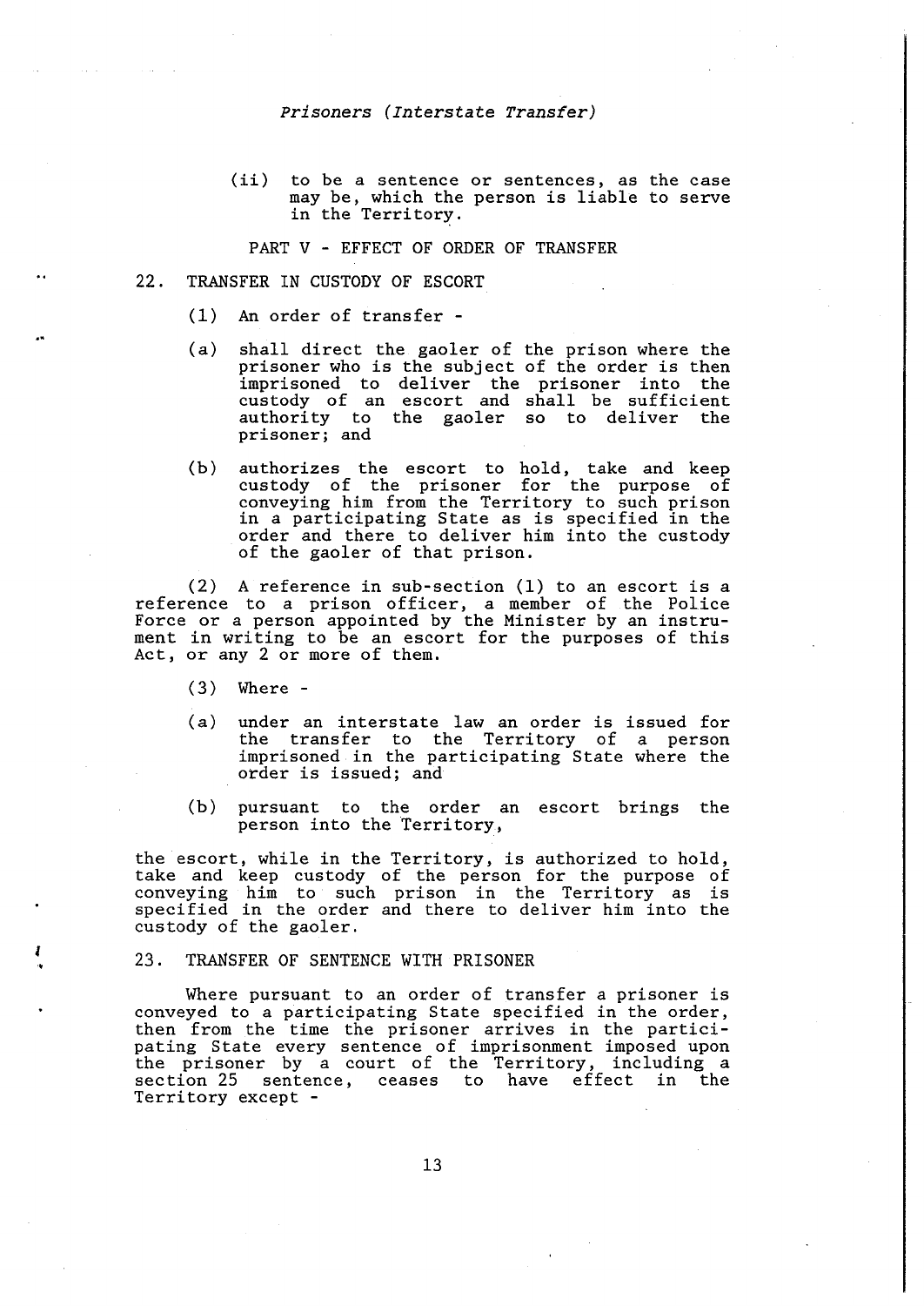(ii) to be a sentence or sentences, as the case may be, which the person is liable to serve in the Territory.

## PART V - EFFECT OF ORDER OF TRANSFER

### 22. TRANSFER IN CUSTODY OF ESCORT

(1) An order of transfer -

(a) shall direct the gaoler of the prison where the prisoner who is the subject of the order is then imprisoned to deliver the prisoner into the custody of an escort and shall be sufficient authority to the gaoler so to deliver the prisoner; and

(b) authorizes the escort to hold, take and keep custody of the prisoner for the purpose of conveying him from the Territory to such prison in a participating State as is specified in the order and there to deliver him into the custody of the gaoler of that prison.

(2) A reference in sub-section (1) to an escort is a reference to a prison officer, a member of the Police Force or a person appointed by the Minister by an instrument in writing to be an escort for the purposes of this Act, or any 2 or more of them.

(3) Where -

(a) under an interstate law an order is issued for the transfer to the Territory of a person imprisoned in the participating State where the order is issued; and

(b) pursuant to the order an escort brings the person into the Territory,

the escort, while in the Territory, is authorized to hold, take and keep custody of the person for the purpose of conveying him to such prison in the Territory as is specified in the order and there to deliver him into the custody of the gaoler.

### 23. TRANSFER OF SENTENCE WITH PRISONER

Where pursuant to an order of transfer a prisoner is conveyed to a participating State specified in the order, then from the time the prisoner arrives in the participating State every sentence of imprisonment imposed upon the prisoner by a court of the Territory, including a section 25 sentence, ceases to have effect in the Territory except -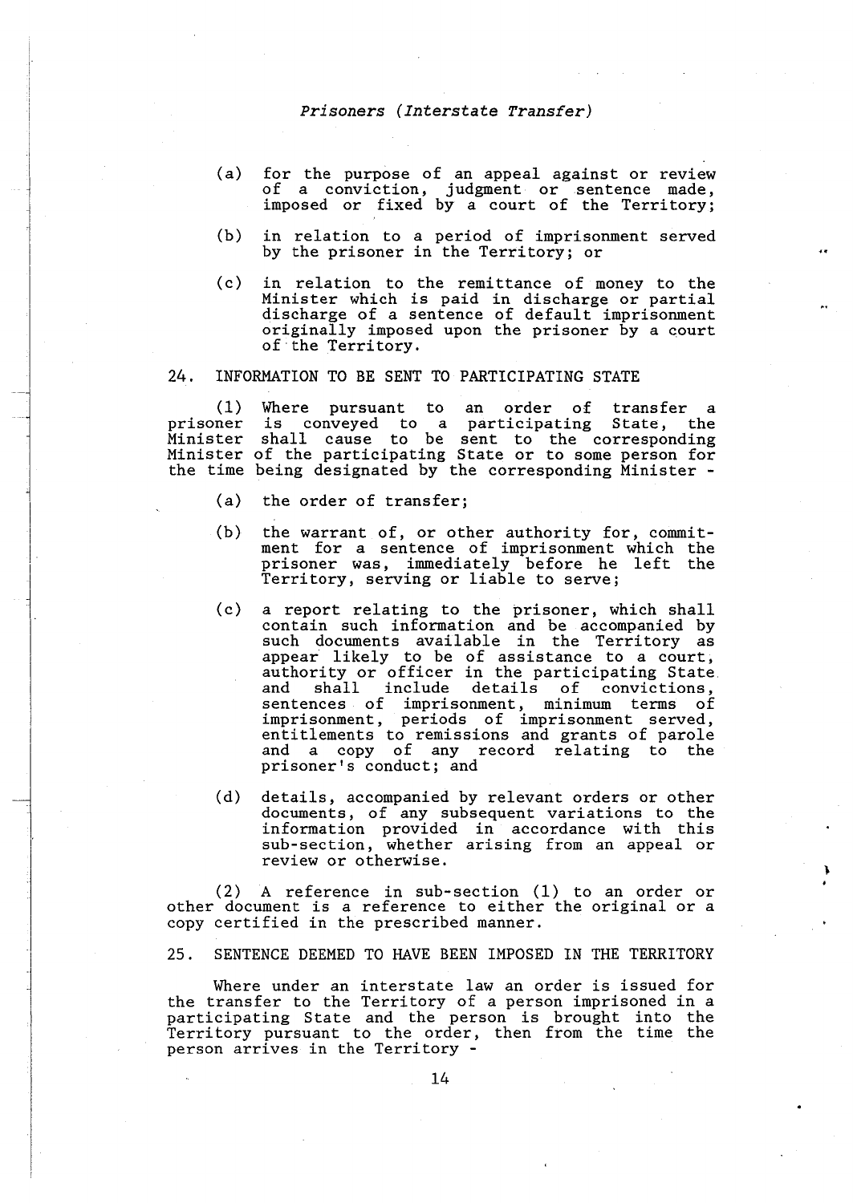(a) for the purpose of an appeal against or review of a conviction, judgment or sentence made, imposed or fixed by a court of the Territory;

(b) in relation to a period of imprisonment served by the prisoner in the Territory; or

(c) in relation to the remittance of money to the Minister which is paid in discharge or partial discharge of a sentence of default imprisonment originally imposed upon the prisoner by a court of the Territory.

## 24. INFORMATION TO BE SENT TO PARTICIPATING STATE

(1) Where pursuant to an order of transfer a prisoner is conveyed to a participating State, the Minister shall cause to be sent to the corresponding Minister of the participating State or to some person for the time being designated by the corresponding Minister -

(a) the order of transfer;

(b) the warrant of, or other authority for, commitment for a sentence of imprisonment which the prisoner was, immediately before he left the Territory, serving or liable to serve;

(c) a report relating to the prisoner, which shall contain such information and be accompanied by such documents available in the Territory as appear likely to be of assistance to a court, authority or officer in the participating State and shall include details of convictions, sentences of imprisonment, minimum terms of imprisonment, periods of imprisonment served, entitlements to remissions and grants of parole and a copy of any record relating to the prisoner's conduct; and

(d) details, accompanied by relevant orders or other documents, of any subsequent variations to the information provided in accordance with this sub-section, whether arising from an appeal or review or otherwise.

(2) A reference in sub-section (1) to an order or other document is a reference to either the original or a copy certified in the prescribed manner.

## 25. SENTENCE DEEMED TO HAVE BEEN IMPOSED IN THE TERRITORY

Where under an interstate law an order is issued for the transfer to the Territory of a person imprisoned in a participating State and the person is brought into the Territory pursuant to the order, then from the time the person arrives in the Territory -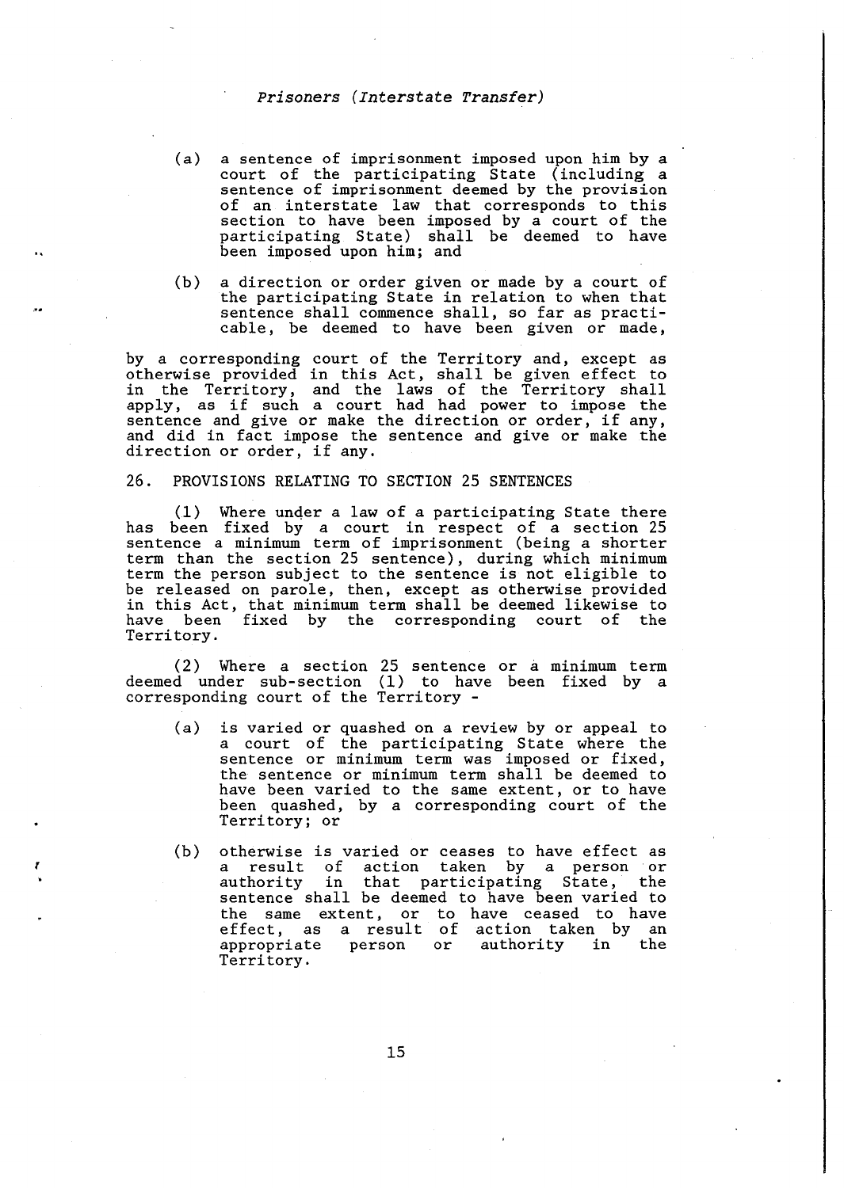(a) a sentence of imprisonment imposed upon him by a court of the participating State (including a sentence of imprisonment deemed by the provision of an interstate law that corresponds to this section to have been imposed by a court of the participating State) shall be deemed to have been imposed upon him; and

(b) a direction or order given or made by a court of the participating State in relation to when that sentence shall commence shall, so far as practicable, be deemed to have been given or made,

by a corresponding court of the Territory and, except as otherwise provided in this Act, shall be given effect to in the Territory, and the laws of the Territory shall apply, as if such a court had had power to impose the sentence and give or make the direction or order, if any, and did in fact impose the sentence and give or make the direction or order, if any.

## 26. PROVISIONS RELATING TO SECTION 25 SENTENCES

(1) Where under a law of a participating State there has been fixed by a court in respect of a section 25 sentence a minimum term of imprisonment (being a shorter term than the section 25 sentence), during which minimum term the person subject to the sentence is not eligible to be released on parole, then, except as otherwise provided in this Act, that minimum term shall be deemed likewise to have been fixed by the corresponding court of the Territory.

(2) Where a section 25 sentence or a minimum term deemed under sub-section (1) to have been fixed by a corresponding court of the Territory -

(a) is varied or quashed on a review by or appeal to a court of the participating State where the sentence or minimum term was imposed or fixed, the sentence or minimum term shall be deemed to have been varied to the same extent, or to have been quashed, by a corresponding court of the Territory; or

(b) otherwise is varied or ceases to have effect as a result of action taken by a person or authority in that participating State, the sentence shall be deemed to have been varied to the same extent, or to have ceased to have effect, as a result of action taken by an appropriate person or authority in the Territory.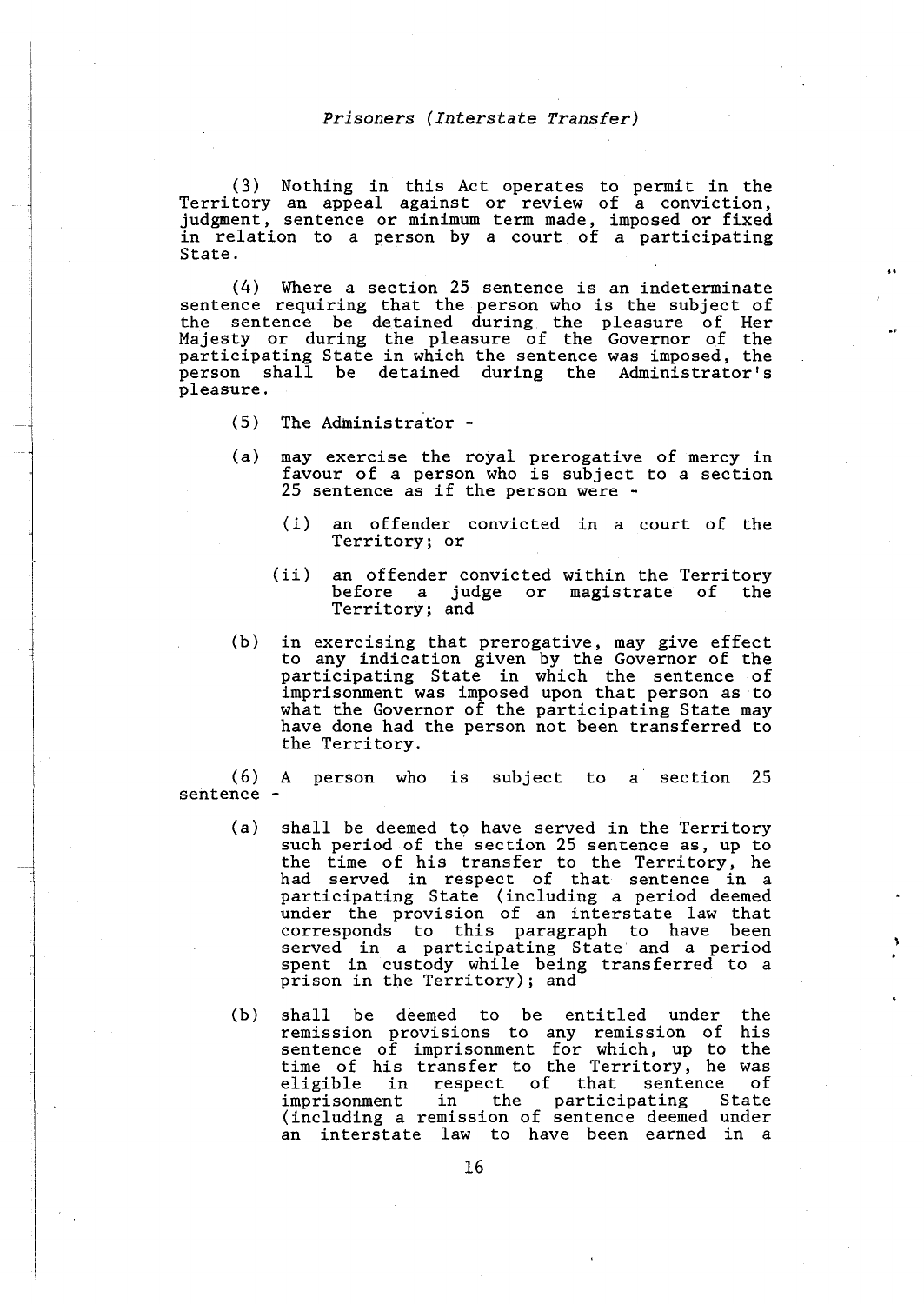(3) Nothing in this Act operates to permit in the Territory an appeal against or review of a conviction, judgment, sentence or minimum term made, imposed or fixed in relation to a person by a court of a participating State.

(4) Where a section 25 sentence is an indeterminate sentence requiring that the person who is the subject of the sentence be detained during the pleasure of Her Majesty or during the pleasure of the Governor of the participating State in which the sentence was imposed, the person shall be detained during the Administrator's pleasure.

(5) The Administrator -

(a) may exercise the royal prerogative of mercy in favour of a person who is subject to a section 25 sentence as if the person were -

  (i) an offender convicted in a court of the Territory; or

  (ii) an offender convicted within the Territory before a judge or magistrate of the Territory; and

(b) in exercising that prerogative, may give effect to any indication given by the Governor of the participating State in which the sentence of imprisonment was imposed upon that person as to what the Governor of the participating State may have done had the person not been transferred to the Territory.

(6) A person who is subject to a section 25 sentence -

(a) shall be deemed to have served in the Territory such period of the section 25 sentence as, up to the time of his transfer to the Territory, he had served in respect of that sentence in a participating State (including a period deemed under the provision of an interstate law that corresponds to this paragraph to have been served in a participating State and a period spent in custody while being transferred to a prison in the Territory); and

(b) shall be deemed to be entitled under the remission provisions to any remission of his sentence of imprisonment for which, up to the time of his transfer to the Territory, he was eligible in respect of that sentence of imprisonment in the participating State (including a remission of sentence deemed under an interstate law to have been earned in a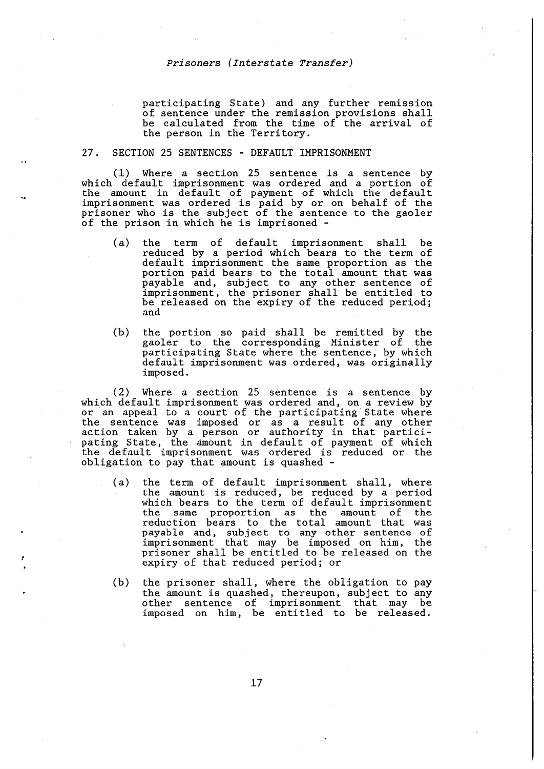participating State) and any further remission of sentence under the remission provisions shall be calculated from the time of the arrival of the person in the Territory.

## 27. SECTION 25 SENTENCES - DEFAULT IMPRISONMENT

(1) Where a section 25 sentence is a sentence by which default imprisonment was ordered and a portion of the amount in default of payment of which the default imprisonment was ordered is paid by or on behalf of the prisoner who is the subject of the sentence to the gaoler of the prison in which he is imprisoned -

- (a) the term of default imprisonment shall be reduced by a period which bears to the term of default imprisonment the same proportion as the portion paid bears to the total amount that was payable and, subject to any other sentence of imprisonment, the prisoner shall be entitled to be released on the expiry of the reduced period; and

- (b) the portion so paid shall be remitted by the gaoler to the corresponding Minister of the participating State where the sentence, by which default imprisonment was ordered, was originally imposed.

(2) Where a section 25 sentence is a sentence by which default imprisonment was ordered and, on a review by or an appeal to a court of the participating State where the sentence was imposed or as a result of any other action taken by a person or authority in that participating State, the amount in default of payment of which the default imprisonment was ordered is reduced or the obligation to pay that amount is quashed -

- (a) the term of default imprisonment shall, where the amount is reduced, be reduced by a period which bears to the term of default imprisonment the same proportion as the amount of the reduction bears to the total amount that was payable and, subject to any other sentence of imprisonment that may be imposed on him, the prisoner shall be entitled to be released on the expiry of that reduced period; or

- (b) the prisoner shall, where the obligation to pay the amount is quashed, thereupon, subject to any other sentence of imprisonment that may be imposed on him, be entitled to be released.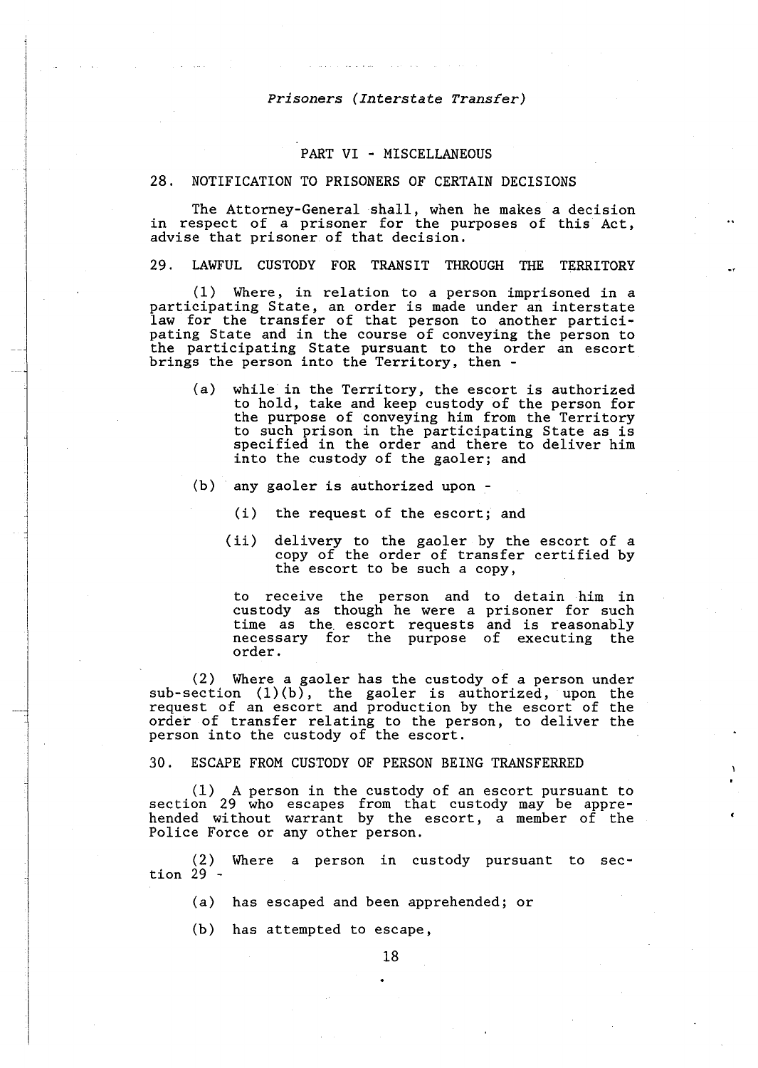## PART VI - MISCELLANEOUS

### 28. NOTIFICATION TO PRISONERS OF CERTAIN DECISIONS

The Attorney-General shall, when he makes a decision in respect of a prisoner for the purposes of this Act, advise that prisoner of that decision.

### 29. LAWFUL CUSTODY FOR TRANSIT THROUGH THE TERRITORY

(1) Where, in relation to a person imprisoned in a participating State, an order is made under an interstate law for the transfer of that person to another participating State and in the course of conveying the person to the participating State pursuant to the order an escort brings the person into the Territory, then -

- (a) while in the Territory, the escort is authorized to hold, take and keep custody of the person for the purpose of conveying him from the Territory to such prison in the participating State as is specified in the order and there to deliver him into the custody of the gaoler; and
- (b) any gaoler is authorized upon -
  - (i) the request of the escort; and
  - (ii) delivery to the gaoler by the escort of a copy of the order of transfer certified by the escort to be such a copy,

  to receive the person and to detain him in custody as though he were a prisoner for such time as the escort requests and is reasonably necessary for the purpose of executing the order.

(2) Where a gaoler has the custody of a person under sub-section (1)(b), the gaoler is authorized, upon the request of an escort and production by the escort of the order of transfer relating to the person, to deliver the person into the custody of the escort.

### 30. ESCAPE FROM CUSTODY OF PERSON BEING TRANSFERRED

(1) A person in the custody of an escort pursuant to section 29 who escapes from that custody may be apprehended without warrant by the escort, a member of the Police Force or any other person.

(2) Where a person in custody pursuant to section 29 -

- (a) has escaped and been apprehended; or
- (b) has attempted to escape,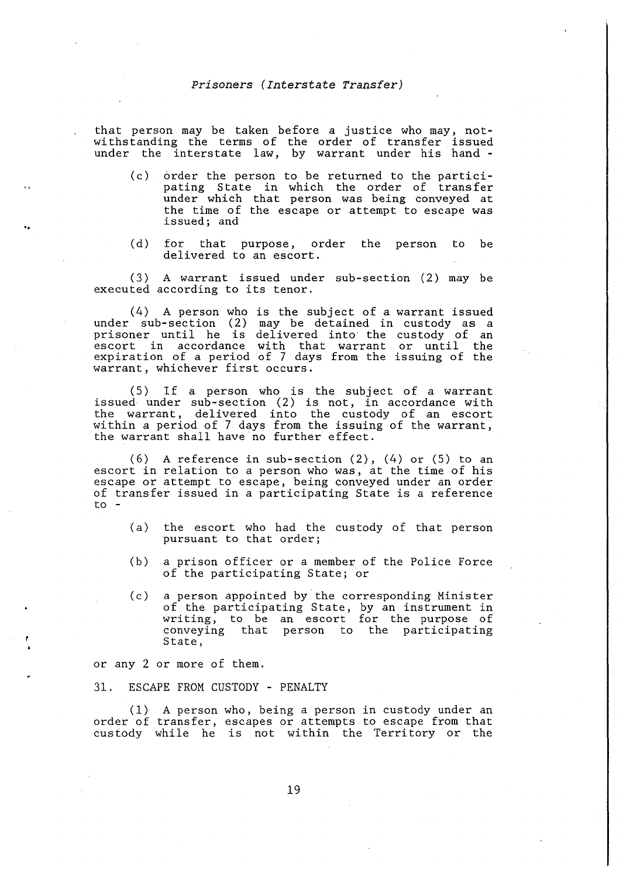that person may be taken before a justice who may, notwithstanding the terms of the order of transfer issued under the interstate law, by warrant under his hand -

(c) order the person to be returned to the participating State in which the order of transfer under which that person was being conveyed at the time of the escape or attempt to escape was issued; and

(d) for that purpose, order the person to be delivered to an escort.

(3) A warrant issued under sub-section (2) may be executed according to its tenor.

(4) A person who is the subject of a warrant issued under sub-section (2) may be detained in custody as a prisoner until he is delivered into the custody of an escort in accordance with that warrant or until the expiration of a period of 7 days from the issuing of the warrant, whichever first occurs.

(5) If a person who is the subject of a warrant issued under sub-section (2) is not, in accordance with the warrant, delivered into the custody of an escort within a period of 7 days from the issuing of the warrant, the warrant shall have no further effect.

(6) A reference in sub-section (2), (4) or (5) to an escort in relation to a person who was, at the time of his escape or attempt to escape, being conveyed under an order of transfer issued in a participating State is a reference to -

(a) the escort who had the custody of that person pursuant to that order;

(b) a prison officer or a member of the Police Force of the participating State; or

(c) a person appointed by the corresponding Minister of the participating State, by an instrument in writing, to be an escort for the purpose of conveying that person to the participating State,

or any 2 or more of them.

31. ESCAPE FROM CUSTODY - PENALTY

(1) A person who, being a person in custody under an order of transfer, escapes or attempts to escape from that custody while he is not within the Territory or the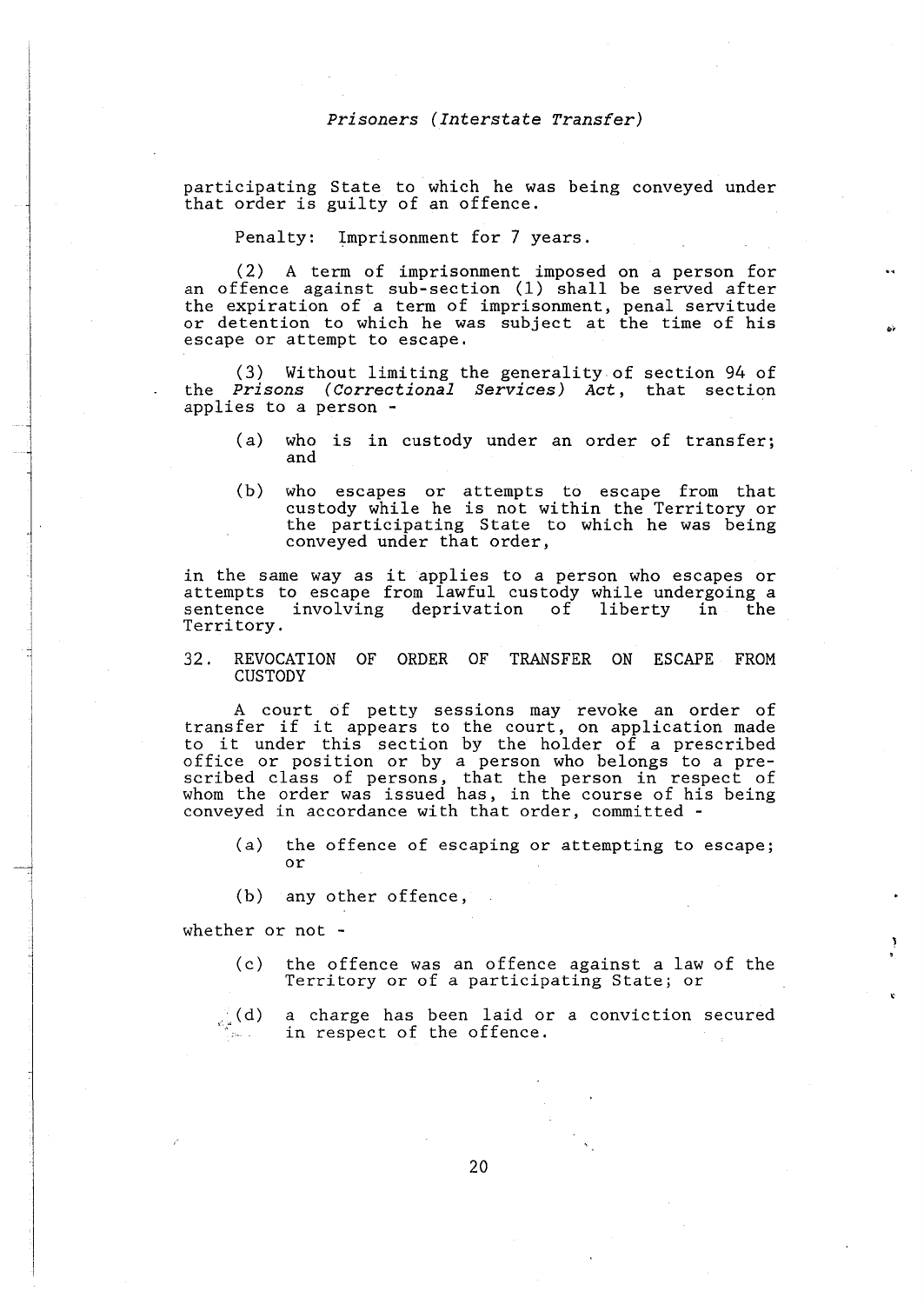participating State to which he was being conveyed under that order is guilty of an offence.

Penalty: Imprisonment for 7 years.

(2) A term of imprisonment imposed on a person for an offence against sub-section (1) shall be served after the expiration of a term of imprisonment, penal servitude or detention to which he was subject at the time of his escape or attempt to escape.

(3) Without limiting the generality of section 94 of the *Prisons (Correctional Services) Act*, that section applies to a person -

(a) who is in custody under an order of transfer; and

(b) who escapes or attempts to escape from that custody while he is not within the Territory or the participating State to which he was being conveyed under that order,

in the same way as it applies to a person who escapes or attempts to escape from lawful custody while undergoing a sentence involving deprivation of liberty in the Territory.

## 32. REVOCATION OF ORDER OF TRANSFER ON ESCAPE FROM CUSTODY

A court of petty sessions may revoke an order of transfer if it appears to the court, on application made to it under this section by the holder of a prescribed office or position or by a person who belongs to a prescribed class of persons, that the person in respect of whom the order was issued has, in the course of his being conveyed in accordance with that order, committed -

(a) the offence of escaping or attempting to escape; or

(b) any other offence,

whether or not -

(c) the offence was an offence against a law of the Territory or of a participating State; or

(d) a charge has been laid or a conviction secured in respect of the offence.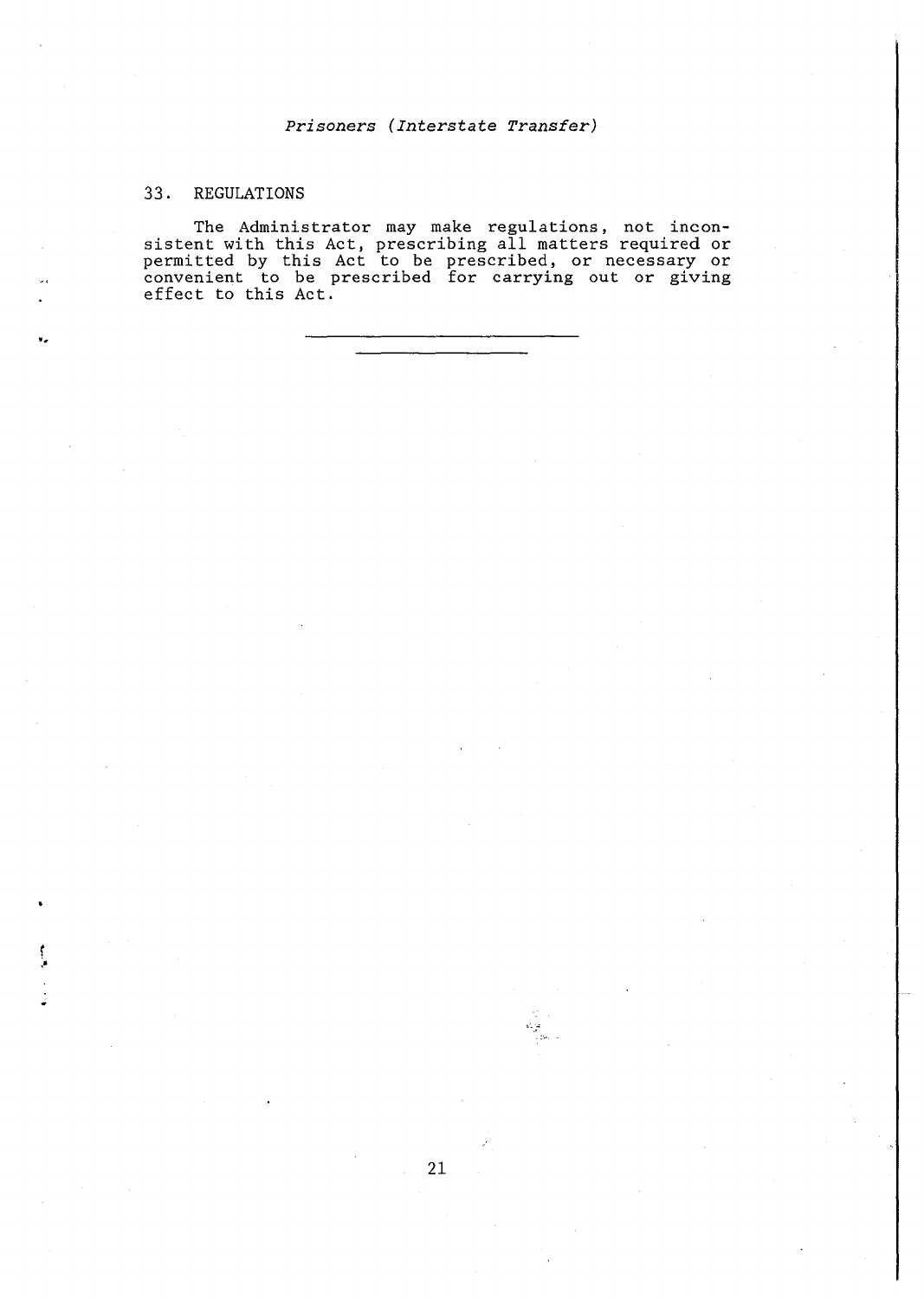## 33. REGULATIONS

The Administrator may make regulations, not inconsistent with this Act, prescribing all matters required or permitted by this Act to be prescribed, or necessary or convenient to be prescribed for carrying out or giving effect to this Act.